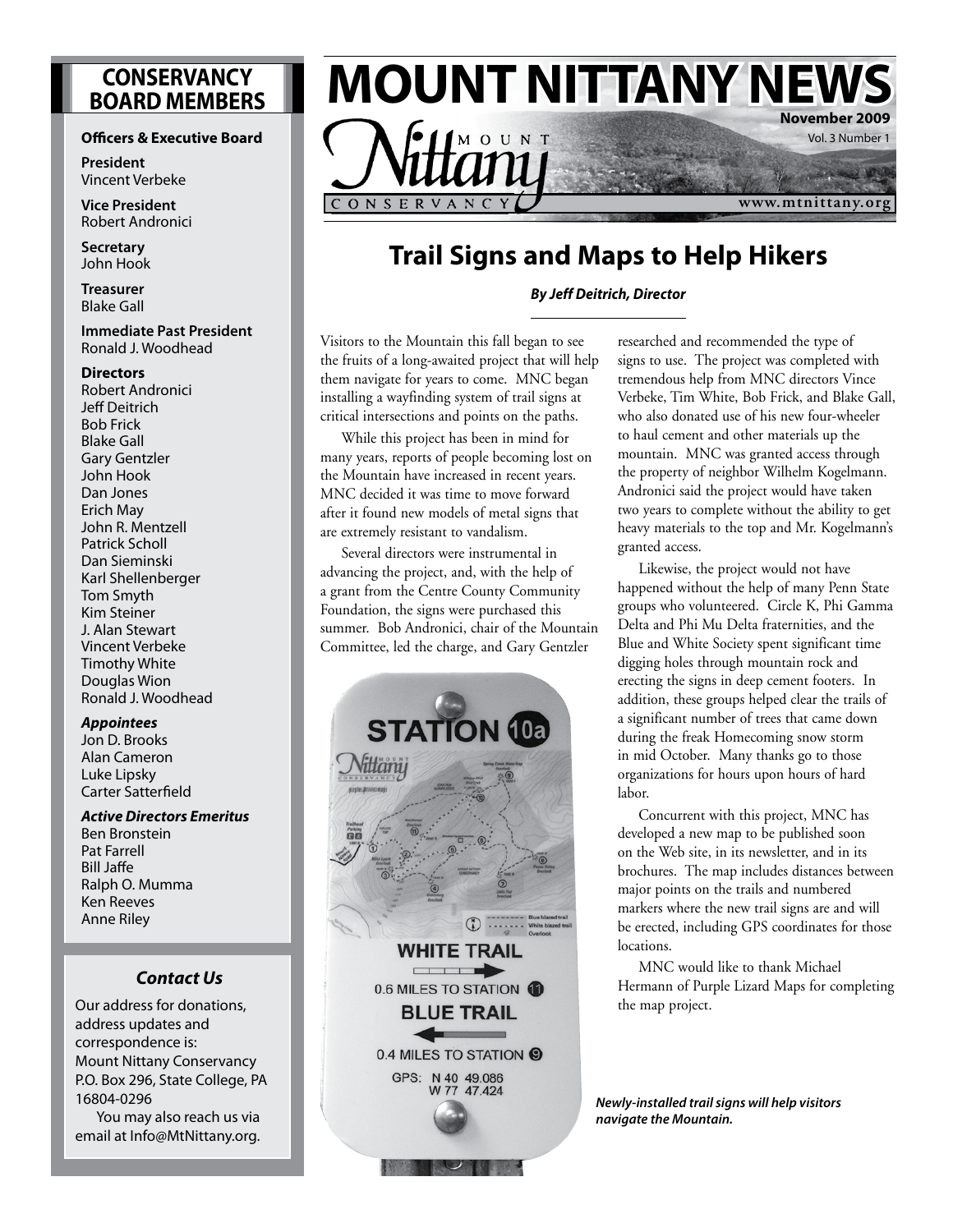# MOUNT NITTANY NEWS

November 2009

Vol. 3 Number 1

www.mtnittany.org

## Trail Signs and Maps to Help Hikers

***By Jeff Deitrich, Director***

Visitors to the Mountain this fall began to see the fruits of a long-awaited project that will help them navigate for years to come. MNC began installing a wayfinding system of trail signs at critical intersections and points on the paths.

While this project has been in mind for many years, reports of people becoming lost on the Mountain have increased in recent years. MNC decided it was time to move forward after it found new models of metal signs that are extremely resistant to vandalism.

Several directors were instrumental in advancing the project, and, with the help of a grant from the Centre County Community Foundation, the signs were purchased this summer. Bob Andronici, chair of the Mountain Committee, led the charge, and Gary Gentzler researched and recommended the type of signs to use. The project was completed with tremendous help from MNC directors Vince Verbeke, Tim White, Bob Frick, and Blake Gall, who also donated use of his new four-wheeler to haul cement and other materials up the mountain. MNC was granted access through the property of neighbor Wilhelm Kogelmann. Andronici said the project would have taken two years to complete without the ability to get heavy materials to the top and Mr. Kogelmann's granted access.

Likewise, the project would not have happened without the help of many Penn State groups who volunteered. Circle K, Phi Gamma Delta and Phi Mu Delta fraternities, and the Blue and White Society spent significant time digging holes through mountain rock and erecting the signs in deep cement footers. In addition, these groups helped clear the trails of a significant number of trees that came down during the freak Homecoming snow storm in mid October. Many thanks go to those organizations for hours upon hours of hard labor.

Concurrent with this project, MNC has developed a new map to be published soon on the Web site, in its newsletter, and in its brochures. The map includes distances between major points on the trails and numbered markers where the new trail signs are and will be erected, including GPS coordinates for those locations.

MNC would like to thank Michael Hermann of Purple Lizard Maps for completing the map project.

STATION 10a

WHITE TRAIL

0.6 MILES TO STATION 11

BLUE TRAIL

0.4 MILES TO STATION 9

GPS: N 40 49.086 W 77 47.424

***Newly-installed trail signs will help visitors navigate the Mountain.***

## CONSERVANCY BOARD MEMBERS

**Officers & Executive Board**

**President**
Vincent Verbeke

**Vice President**
Robert Andronici

**Secretary**
John Hook

**Treasurer**
Blake Gall

**Immediate Past President**
Ronald J. Woodhead

**Directors**
Robert Andronici
Jeff Deitrich
Bob Frick
Blake Gall
Gary Gentzler
John Hook
Dan Jones
Erich May
John R. Mentzell
Patrick Scholl
Dan Sieminski
Karl Shellenberger
Tom Smyth
Kim Steiner
J. Alan Stewart
Vincent Verbeke
Timothy White
Douglas Wion
Ronald J. Woodhead

***Appointees***
Jon D. Brooks
Alan Cameron
Luke Lipsky
Carter Satterfield

***Active Directors Emeritus***
Ben Bronstein
Pat Farrell
Bill Jaffe
Ralph O. Mumma
Ken Reeves
Anne Riley

### *Contact Us*

Our address for donations, address updates and correspondence is:
Mount Nittany Conservancy
P.O. Box 296, State College, PA 16804-0296

You may also reach us via email at Info@MtNittany.org.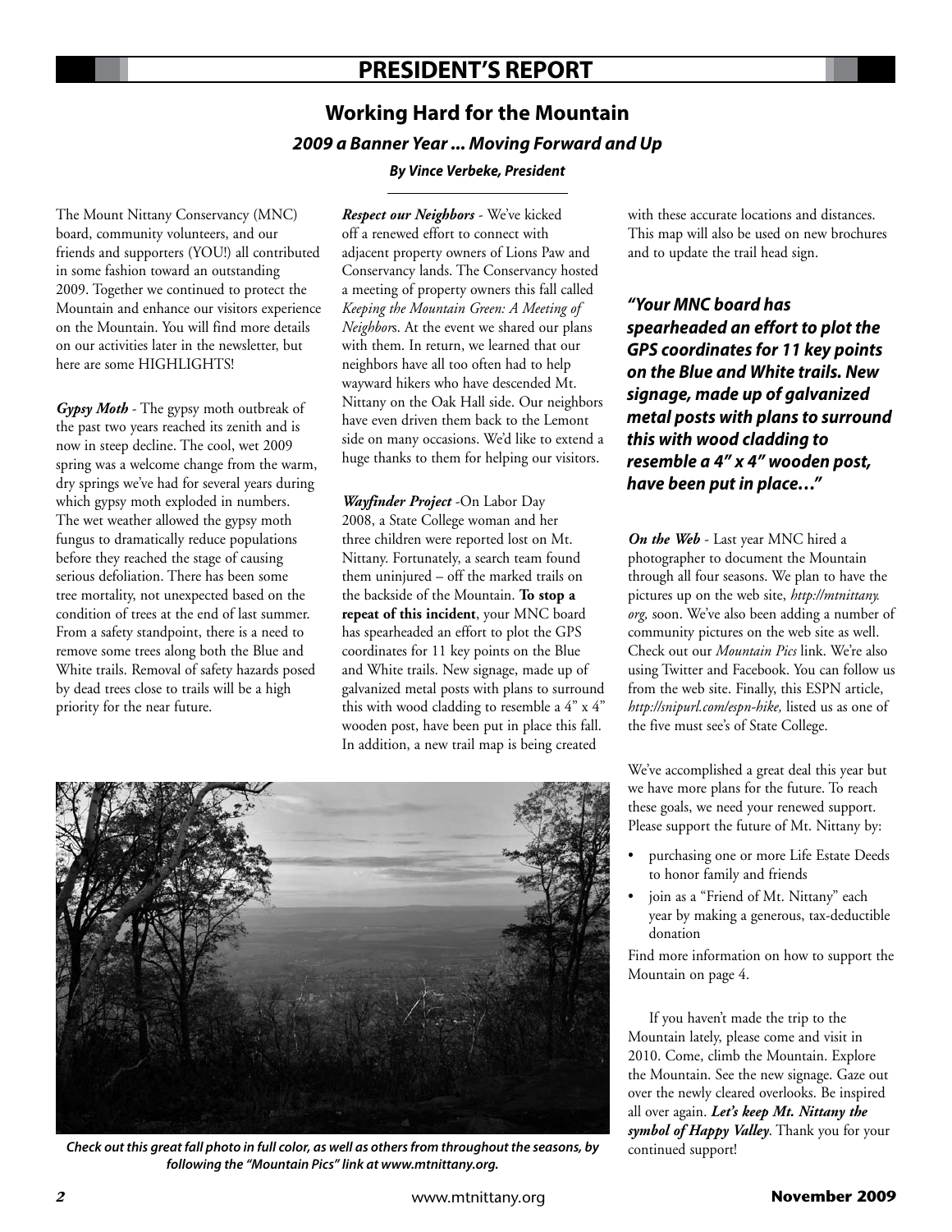# PRESIDENT'S REPORT

## Working Hard for the Mountain

### *2009 a Banner Year ... Moving Forward and Up*

***By Vince Verbeke, President***

The Mount Nittany Conservancy (MNC) board, community volunteers, and our friends and supporters (YOU!) all contributed in some fashion toward an outstanding 2009. Together we continued to protect the Mountain and enhance our visitors experience on the Mountain. You will find more details on our activities later in the newsletter, but here are some HIGHLIGHTS!

***Gypsy Moth*** - The gypsy moth outbreak of the past two years reached its zenith and is now in steep decline. The cool, wet 2009 spring was a welcome change from the warm, dry springs we've had for several years during which gypsy moth exploded in numbers. The wet weather allowed the gypsy moth fungus to dramatically reduce populations before they reached the stage of causing serious defoliation. There has been some tree mortality, not unexpected based on the condition of trees at the end of last summer. From a safety standpoint, there is a need to remove some trees along both the Blue and White trails. Removal of safety hazards posed by dead trees close to trails will be a high priority for the near future.

***Respect our Neighbors*** - We've kicked off a renewed effort to connect with adjacent property owners of Lions Paw and Conservancy lands. The Conservancy hosted a meeting of property owners this fall called *Keeping the Mountain Green: A Meeting of Neighbors*. At the event we shared our plans with them. In return, we learned that our neighbors have all too often had to help wayward hikers who have descended Mt. Nittany on the Oak Hall side. Our neighbors have even driven them back to the Lemont side on many occasions. We'd like to extend a huge thanks to them for helping our visitors.

***Wayfinder Project*** -On Labor Day 2008, a State College woman and her three children were reported lost on Mt. Nittany. Fortunately, a search team found them uninjured – off the marked trails on the backside of the Mountain. **To stop a repeat of this incident**, your MNC board has spearheaded an effort to plot the GPS coordinates for 11 key points on the Blue and White trails. New signage, made up of galvanized metal posts with plans to surround this with wood cladding to resemble a 4" x 4" wooden post, have been put in place this fall. In addition, a new trail map is being created with these accurate locations and distances. This map will also be used on new brochures and to update the trail head sign.

***"Your MNC board has spearheaded an effort to plot the GPS coordinates for 11 key points on the Blue and White trails. New signage, made up of galvanized metal posts with plans to surround this with wood cladding to resemble a 4" x 4" wooden post, have been put in place…"***

***On the Web*** - Last year MNC hired a photographer to document the Mountain through all four seasons. We plan to have the pictures up on the web site, *http://mtnittany.org,* soon. We've also been adding a number of community pictures on the web site as well. Check out our *Mountain Pics* link. We're also using Twitter and Facebook. You can follow us from the web site. Finally, this ESPN article, *http://snipurl.com/espn-hike,* listed us as one of the five must see's of State College.

***Check out this great fall photo in full color, as well as others from throughout the seasons, by following the "Mountain Pics" link at www.mtnittany.org.***

We've accomplished a great deal this year but we have more plans for the future. To reach these goals, we need your renewed support. Please support the future of Mt. Nittany by:

- purchasing one or more Life Estate Deeds to honor family and friends
- join as a "Friend of Mt. Nittany" each year by making a generous, tax-deductible donation

Find more information on how to support the Mountain on page 4.

If you haven't made the trip to the Mountain lately, please come and visit in 2010. Come, climb the Mountain. Explore the Mountain. See the new signage. Gaze out over the newly cleared overlooks. Be inspired all over again. ***Let's keep Mt. Nittany the symbol of Happy Valley***. Thank you for your continued support!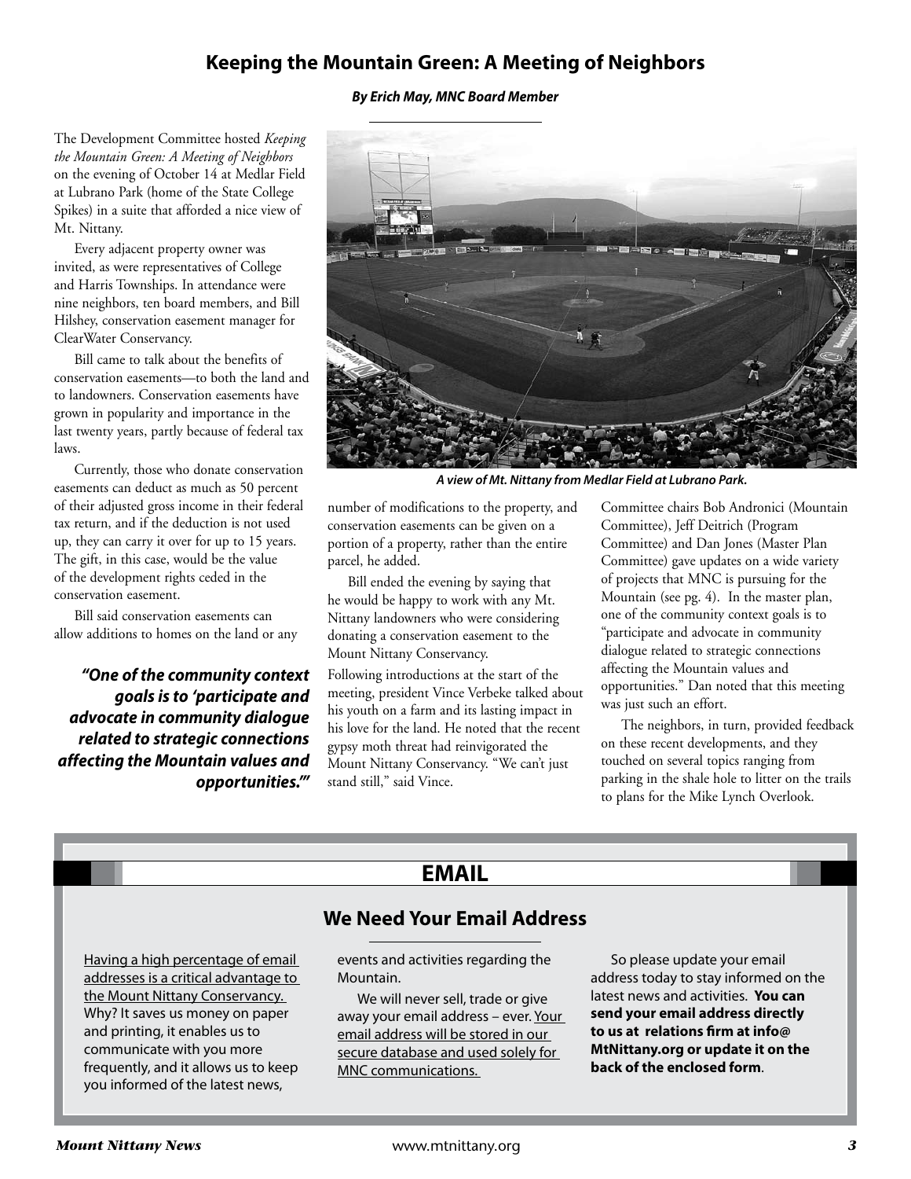# Keeping the Mountain Green: A Meeting of Neighbors

***By Erich May, MNC Board Member***

The Development Committee hosted *Keeping the Mountain Green: A Meeting of Neighbors* on the evening of October 14 at Medlar Field at Lubrano Park (home of the State College Spikes) in a suite that afforded a nice view of Mt. Nittany.

Every adjacent property owner was invited, as were representatives of College and Harris Townships. In attendance were nine neighbors, ten board members, and Bill Hilshey, conservation easement manager for ClearWater Conservancy.

Bill came to talk about the benefits of conservation easements—to both the land and to landowners. Conservation easements have grown in popularity and importance in the last twenty years, partly because of federal tax laws.

Currently, those who donate conservation easements can deduct as much as 50 percent of their adjusted gross income in their federal tax return, and if the deduction is not used up, they can carry it over for up to 15 years. The gift, in this case, would be the value of the development rights ceded in the conservation easement.

Bill said conservation easements can allow additions to homes on the land or any number of modifications to the property, and conservation easements can be given on a portion of a property, rather than the entire parcel, he added.

> ***"One of the community context goals is to 'participate and advocate in community dialogue related to strategic connections affecting the Mountain values and opportunities.'"***

***A view of Mt. Nittany from Medlar Field at Lubrano Park.***

Bill ended the evening by saying that he would be happy to work with any Mt. Nittany landowners who were considering donating a conservation easement to the Mount Nittany Conservancy.

Following introductions at the start of the meeting, president Vince Verbeke talked about his youth on a farm and its lasting impact in his love for the land. He noted that the recent gypsy moth threat had reinvigorated the Mount Nittany Conservancy. "We can't just stand still," said Vince.

Committee chairs Bob Andronici (Mountain Committee), Jeff Deitrich (Program Committee) and Dan Jones (Master Plan Committee) gave updates on a wide variety of projects that MNC is pursuing for the Mountain (see pg. 4). In the master plan, one of the community context goals is to "participate and advocate in community dialogue related to strategic connections affecting the Mountain values and opportunities." Dan noted that this meeting was just such an effort.

The neighbors, in turn, provided feedback on these recent developments, and they touched on several topics ranging from parking in the shale hole to litter on the trails to plans for the Mike Lynch Overlook.

# EMAIL

## We Need Your Email Address

Having a high percentage of email addresses is a critical advantage to the Mount Nittany Conservancy. Why? It saves us money on paper and printing, it enables us to communicate with you more frequently, and it allows us to keep you informed of the latest news, events and activities regarding the Mountain.

We will never sell, trade or give away your email address – ever. Your email address will be stored in our secure database and used solely for MNC communications.

So please update your email address today to stay informed on the latest news and activities. **You can send your email address directly to us at relations firm at info@MtNittany.org or update it on the back of the enclosed form**.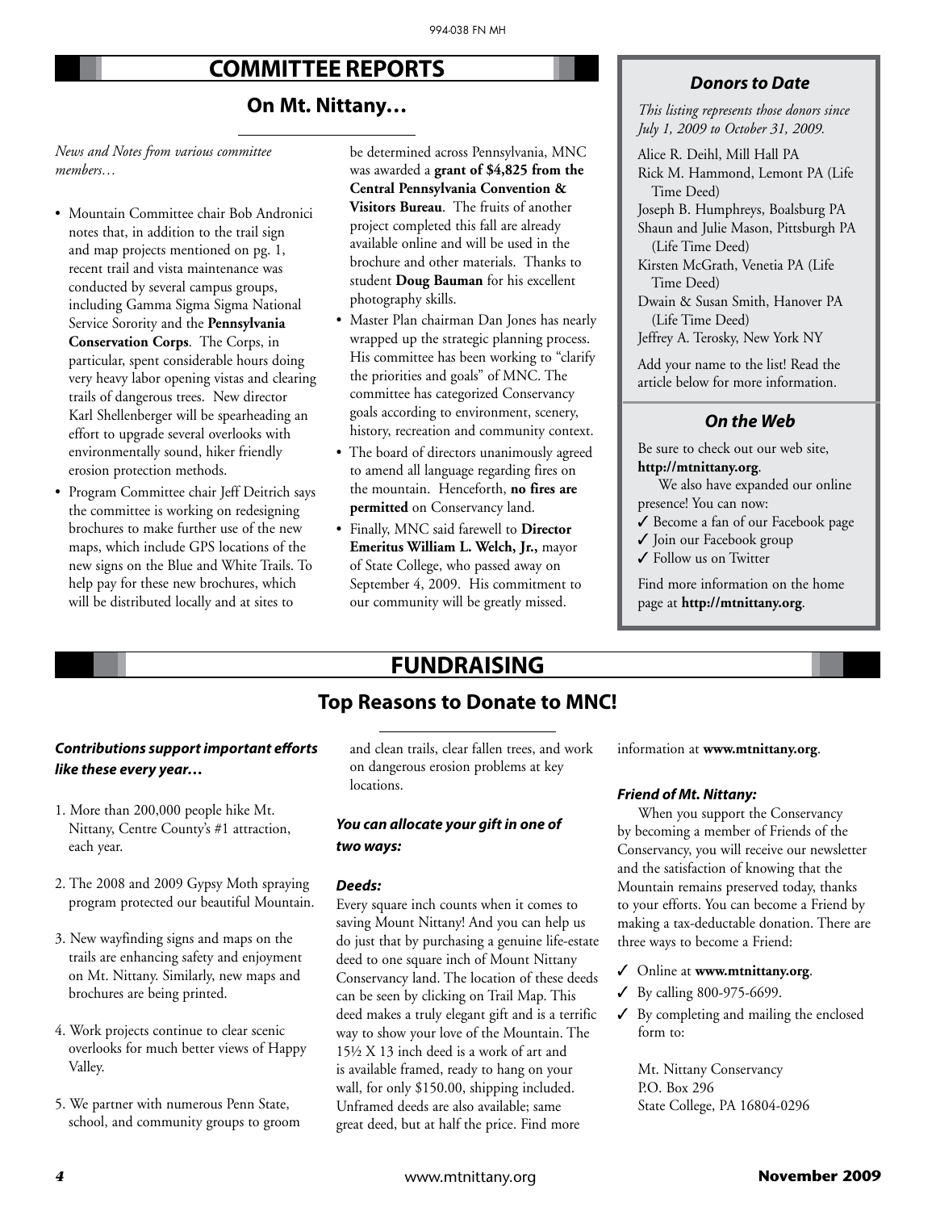## COMMITTEE REPORTS

### On Mt. Nittany…

*News and Notes from various committee members…*

- Mountain Committee chair Bob Andronici notes that, in addition to the trail sign and map projects mentioned on pg. 1, recent trail and vista maintenance was conducted by several campus groups, including Gamma Sigma Sigma National Service Sorority and the **Pennsylvania Conservation Corps**. The Corps, in particular, spent considerable hours doing very heavy labor opening vistas and clearing trails of dangerous trees. New director Karl Shellenberger will be spearheading an effort to upgrade several overlooks with environmentally sound, hiker friendly erosion protection methods.
- Program Committee chair Jeff Deitrich says the committee is working on redesigning brochures to make further use of the new maps, which include GPS locations of the new signs on the Blue and White Trails. To help pay for these new brochures, which will be distributed locally and at sites to be determined across Pennsylvania, MNC was awarded a **grant of $4,825 from the Central Pennsylvania Convention & Visitors Bureau**. The fruits of another project completed this fall are already available online and will be used in the brochure and other materials. Thanks to student **Doug Bauman** for his excellent photography skills.
- Master Plan chairman Dan Jones has nearly wrapped up the strategic planning process. His committee has been working to "clarify the priorities and goals" of MNC. The committee has categorized Conservancy goals according to environment, scenery, history, recreation and community context.
- The board of directors unanimously agreed to amend all language regarding fires on the mountain. Henceforth, **no fires are permitted** on Conservancy land.
- Finally, MNC said farewell to **Director Emeritus William L. Welch, Jr.,** mayor of State College, who passed away on September 4, 2009. His commitment to our community will be greatly missed.

### *Donors to Date*

*This listing represents those donors since July 1, 2009 to October 31, 2009.*

Alice R. Deihl, Mill Hall PA
Rick M. Hammond, Lemont PA (Life Time Deed)
Joseph B. Humphreys, Boalsburg PA
Shaun and Julie Mason, Pittsburgh PA (Life Time Deed)
Kirsten McGrath, Venetia PA (Life Time Deed)
Dwain & Susan Smith, Hanover PA (Life Time Deed)
Jeffrey A. Terosky, New York NY

Add your name to the list! Read the article below for more information.

### *On the Web*

Be sure to check out our web site, **http://mtnittany.org**.

We also have expanded our online presence! You can now:

✓ Become a fan of our Facebook page
✓ Join our Facebook group
✓ Follow us on Twitter

Find more information on the home page at **http://mtnittany.org**.

## FUNDRAISING

### Top Reasons to Donate to MNC!

***Contributions support important efforts like these every year…***

1. More than 200,000 people hike Mt. Nittany, Centre County's #1 attraction, each year.
2. The 2008 and 2009 Gypsy Moth spraying program protected our beautiful Mountain.
3. New wayfinding signs and maps on the trails are enhancing safety and enjoyment on Mt. Nittany. Similarly, new maps and brochures are being printed.
4. Work projects continue to clear scenic overlooks for much better views of Happy Valley.
5. We partner with numerous Penn State, school, and community groups to groom and clean trails, clear fallen trees, and work on dangerous erosion problems at key locations.

***You can allocate your gift in one of two ways:***

***Deeds:***

Every square inch counts when it comes to saving Mount Nittany! And you can help us do just that by purchasing a genuine life-estate deed to one square inch of Mount Nittany Conservancy land. The location of these deeds can be seen by clicking on Trail Map. This deed makes a truly elegant gift and is a terrific way to show your love of the Mountain. The 15½ X 13 inch deed is a work of art and is available framed, ready to hang on your wall, for only $150.00, shipping included. Unframed deeds are also available; same great deed, but at half the price. Find more information at **www.mtnittany.org**.

***Friend of Mt. Nittany:***

When you support the Conservancy by becoming a member of Friends of the Conservancy, you will receive our newsletter and the satisfaction of knowing that the Mountain remains preserved today, thanks to your efforts. You can become a Friend by making a tax-deductable donation. There are three ways to become a Friend:

✓ Online at **www.mtnittany.org**.
✓ By calling 800-975-6699.
✓ By completing and mailing the enclosed form to:

Mt. Nittany Conservancy
P.O. Box 296
State College, PA 16804-0296